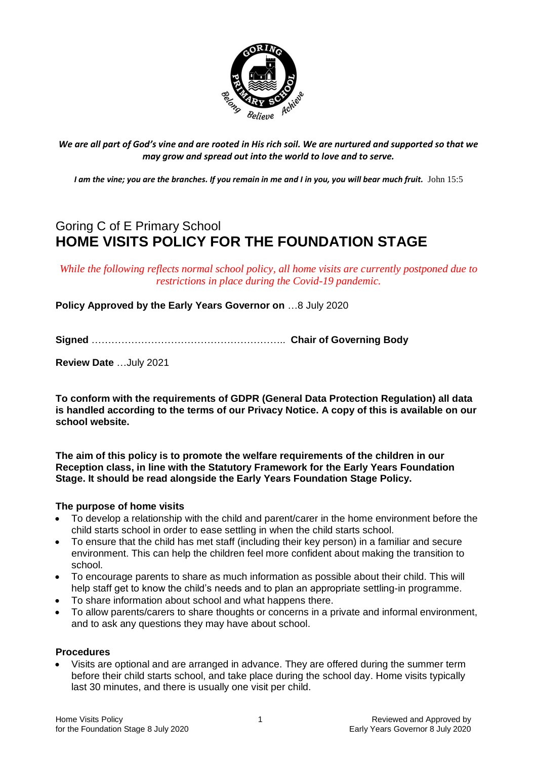*We are all part of God's vine and are rooted in His rich soil. We are nurtured and supported so that we may grow and spread out into the world to love and to serve.*

***I am the vine; you are the branches. If you remain in me and I in you, you will bear much fruit.*** John 15:5

# Goring C of E Primary School
# HOME VISITS POLICY FOR THE FOUNDATION STAGE

*While the following reflects normal school policy, all home visits are currently postponed due to restrictions in place during the Covid-19 pandemic.*

**Policy Approved by the Early Years Governor on** …8 July 2020

**Signed** ………………………………………………….. **Chair of Governing Body**

**Review Date** …July 2021

**To conform with the requirements of GDPR (General Data Protection Regulation) all data is handled according to the terms of our Privacy Notice. A copy of this is available on our school website.**

**The aim of this policy is to promote the welfare requirements of the children in our Reception class, in line with the Statutory Framework for the Early Years Foundation Stage. It should be read alongside the Early Years Foundation Stage Policy.**

### The purpose of home visits

- To develop a relationship with the child and parent/carer in the home environment before the child starts school in order to ease settling in when the child starts school.
- To ensure that the child has met staff (including their key person) in a familiar and secure environment. This can help the children feel more confident about making the transition to school.
- To encourage parents to share as much information as possible about their child. This will help staff get to know the child's needs and to plan an appropriate settling-in programme.
- To share information about school and what happens there.
- To allow parents/carers to share thoughts or concerns in a private and informal environment, and to ask any questions they may have about school.

### Procedures

- Visits are optional and are arranged in advance. They are offered during the summer term before their child starts school, and take place during the school day. Home visits typically last 30 minutes, and there is usually one visit per child.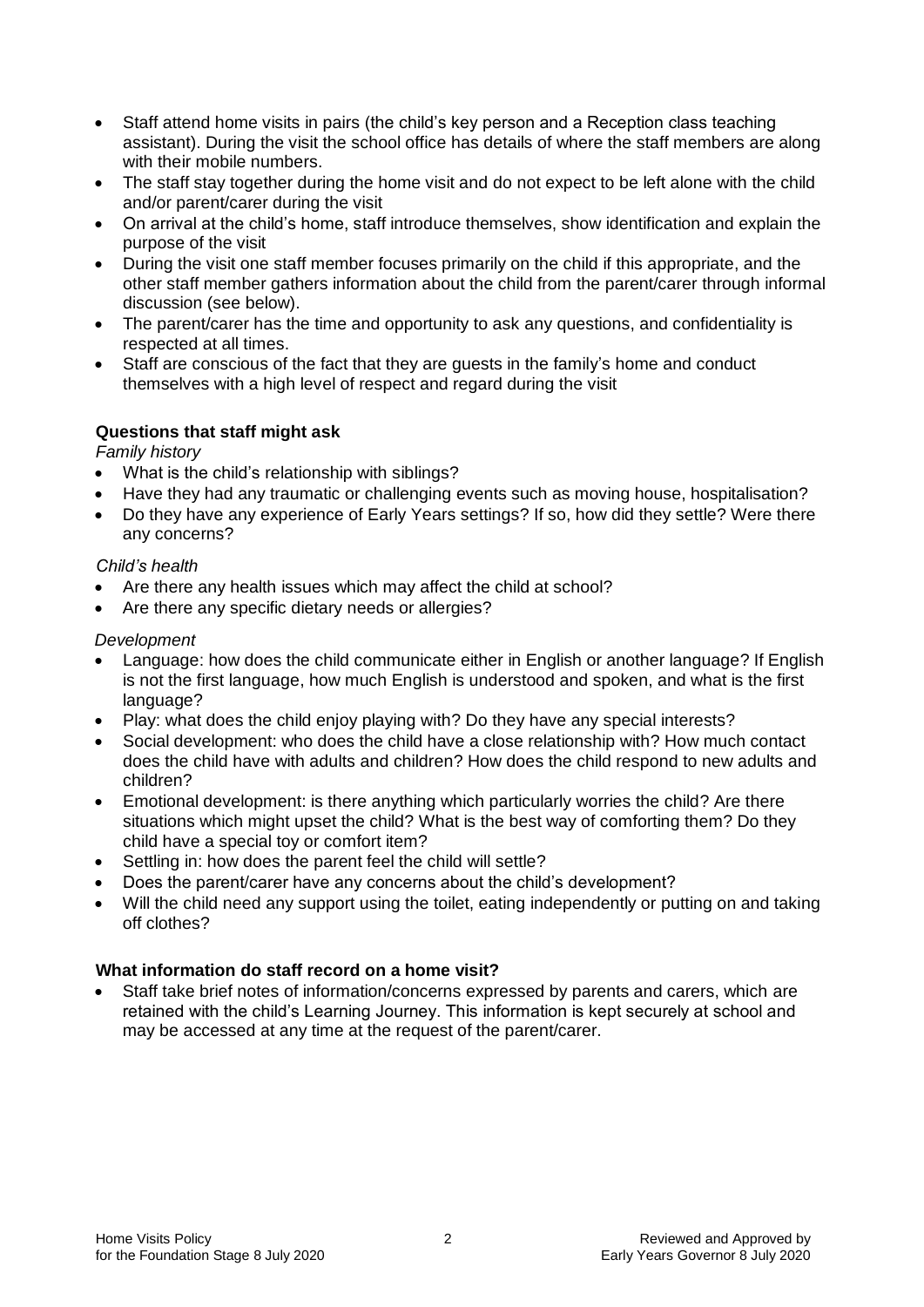- Staff attend home visits in pairs (the child's key person and a Reception class teaching assistant). During the visit the school office has details of where the staff members are along with their mobile numbers.
- The staff stay together during the home visit and do not expect to be left alone with the child and/or parent/carer during the visit
- On arrival at the child's home, staff introduce themselves, show identification and explain the purpose of the visit
- During the visit one staff member focuses primarily on the child if this appropriate, and the other staff member gathers information about the child from the parent/carer through informal discussion (see below).
- The parent/carer has the time and opportunity to ask any questions, and confidentiality is respected at all times.
- Staff are conscious of the fact that they are guests in the family's home and conduct themselves with a high level of respect and regard during the visit

**Questions that staff might ask**

*Family history*

- What is the child's relationship with siblings?
- Have they had any traumatic or challenging events such as moving house, hospitalisation?
- Do they have any experience of Early Years settings? If so, how did they settle? Were there any concerns?

*Child's health*

- Are there any health issues which may affect the child at school?
- Are there any specific dietary needs or allergies?

*Development*

- Language: how does the child communicate either in English or another language? If English is not the first language, how much English is understood and spoken, and what is the first language?
- Play: what does the child enjoy playing with? Do they have any special interests?
- Social development: who does the child have a close relationship with? How much contact does the child have with adults and children? How does the child respond to new adults and children?
- Emotional development: is there anything which particularly worries the child? Are there situations which might upset the child? What is the best way of comforting them? Do they child have a special toy or comfort item?
- Settling in: how does the parent feel the child will settle?
- Does the parent/carer have any concerns about the child's development?
- Will the child need any support using the toilet, eating independently or putting on and taking off clothes?

**What information do staff record on a home visit?**

- Staff take brief notes of information/concerns expressed by parents and carers, which are retained with the child's Learning Journey. This information is kept securely at school and may be accessed at any time at the request of the parent/carer.